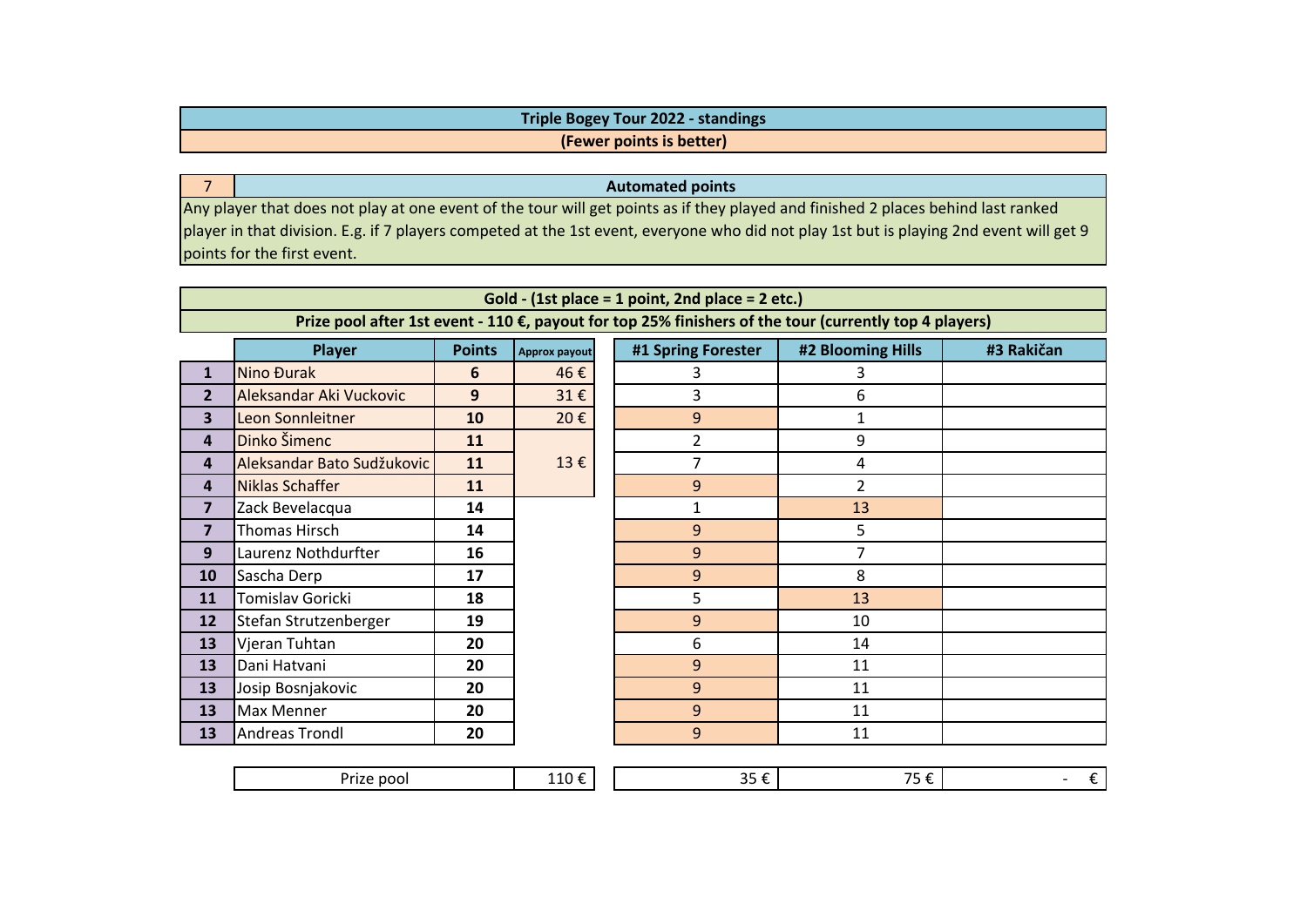# Triple Bogey Tour 2022 - standings

**(Fewer points is better)**

| 7 | Automated points |
|---|---|

Any player that does not play at one event of the tour will get points as if they played and finished 2 places behind last ranked player in that division. E.g. if 7 players competed at the 1st event, everyone who did not play 1st but is playing 2nd event will get 9 points for the first event.

## Gold - (1st place = 1 point, 2nd place = 2 etc.)

**Prize pool after 1st event - 110 €, payout for top 25% finishers of the tour (currently top 4 players)**

| | Player | Points | Approx payout | #1 Spring Forester | #2 Blooming Hills | #3 Rakičan |
|---|---|---|---|---|---|---|
| 1 | Nino Đurak | 6 | 46 € | 3 | 3 | |
| 2 | Aleksandar Aki Vuckovic | 9 | 31 € | 3 | 6 | |
| 3 | Leon Sonnleitner | 10 | 20 € | 9 | 1 | |
| 4 | Dinko Šimenc | 11 | 13 € | 2 | 9 | |
| 4 | Aleksandar Bato Sudžukovic | 11 | | 7 | 4 | |
| 4 | Niklas Schaffer | 11 | | 9 | 2 | |
| 7 | Zack Bevelacqua | 14 | | 1 | 13 | |
| 7 | Thomas Hirsch | 14 | | 9 | 5 | |
| 9 | Laurenz Nothdurfter | 16 | | 9 | 7 | |
| 10 | Sascha Derp | 17 | | 9 | 8 | |
| 11 | Tomislav Goricki | 18 | | 5 | 13 | |
| 12 | Stefan Strutzenberger | 19 | | 9 | 10 | |
| 13 | Vjeran Tuhtan | 20 | | 6 | 14 | |
| 13 | Dani Hatvani | 20 | | 9 | 11 | |
| 13 | Josip Bosnjakovic | 20 | | 9 | 11 | |
| 13 | Max Menner | 20 | | 9 | 11 | |
| 13 | Andreas Trondl | 20 | | 9 | 11 | |
| | Prize pool | | 110 € | 35 € | 75 € | - € |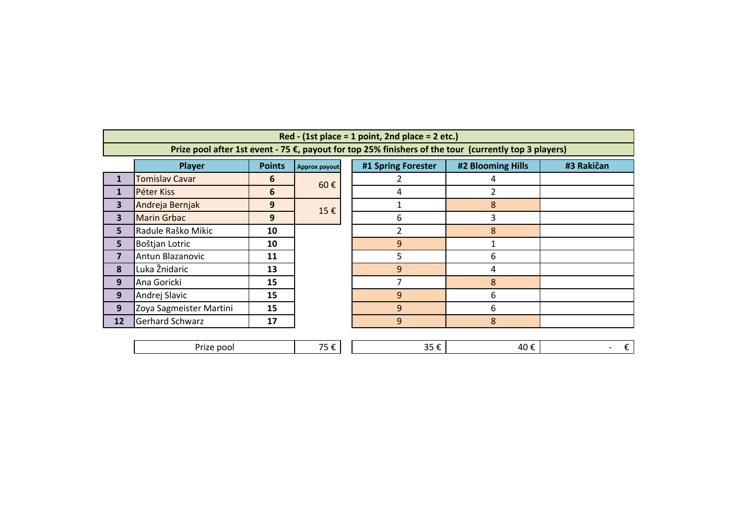**Red - (1st place = 1 point, 2nd place = 2 etc.)**

**Prize pool after 1st event - 75 €, payout for top 25% finishers of the tour (currently top 3 players)**

| | Player | Points | Approx payout | #1 Spring Forester | #2 Blooming Hills | #3 Rakičan |
|---|---|---|---|---|---|---|
| 1 | Tomislav Cavar | 6 | 60 € | 2 | 4 | |
| 1 | Péter Kiss | 6 | | 4 | 2 | |
| 3 | Andreja Bernjak | 9 | 15 € | 1 | 8 | |
| 3 | Marin Grbac | 9 | | 6 | 3 | |
| 5 | Radule Raško Mikic | 10 | | 2 | 8 | |
| 5 | Boštjan Lotric | 10 | | 9 | 1 | |
| 7 | Antun Blazanovic | 11 | | 5 | 6 | |
| 8 | Luka Žnidaric | 13 | | 9 | 4 | |
| 9 | Ana Goricki | 15 | | 7 | 8 | |
| 9 | Andrej Slavic | 15 | | 9 | 6 | |
| 9 | Zoya Sagmeister Martini | 15 | | 9 | 6 | |
| 12 | Gerhard Schwarz | 17 | | 9 | 8 | |
| | Prize pool | | 75 € | 35 € | 40 € | - € |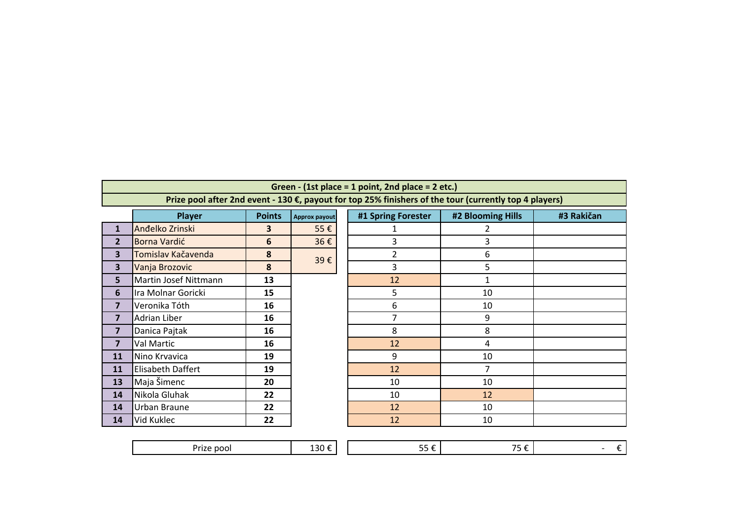**Green - (1st place = 1 point, 2nd place = 2 etc.)**

**Prize pool after 2nd event - 130 €, payout for top 25% finishers of the tour (currently top 4 players)**

| | Player | Points | Approx payout | #1 Spring Forester | #2 Blooming Hills | #3 Rakičan |
|---|---|---|---|---|---|---|
| 1 | Anđelko Zrinski | 3 | 55 € | 1 | 2 | |
| 2 | Borna Vardić | 6 | 36 € | 3 | 3 | |
| 3 | Tomislav Kačavenda | 8 | 39 € | 2 | 6 | |
| 3 | Vanja Brozovic | 8 | | 3 | 5 | |
| 5 | Martin Josef Nittmann | 13 | | 12 | 1 | |
| 6 | Ira Molnar Goricki | 15 | | 5 | 10 | |
| 7 | Veronika Tóth | 16 | | 6 | 10 | |
| 7 | Adrian Liber | 16 | | 7 | 9 | |
| 7 | Danica Pajtak | 16 | | 8 | 8 | |
| 7 | Val Martic | 16 | | 12 | 4 | |
| 11 | Nino Krvavica | 19 | | 9 | 10 | |
| 11 | Elisabeth Daffert | 19 | | 12 | 7 | |
| 13 | Maja Šimenc | 20 | | 10 | 10 | |
| 14 | Nikola Gluhak | 22 | | 10 | 12 | |
| 14 | Urban Braune | 22 | | 12 | 10 | |
| 14 | Vid Kuklec | 22 | | 12 | 10 | |
| | Prize pool | | 130 € | 55 € | 75 € | - € |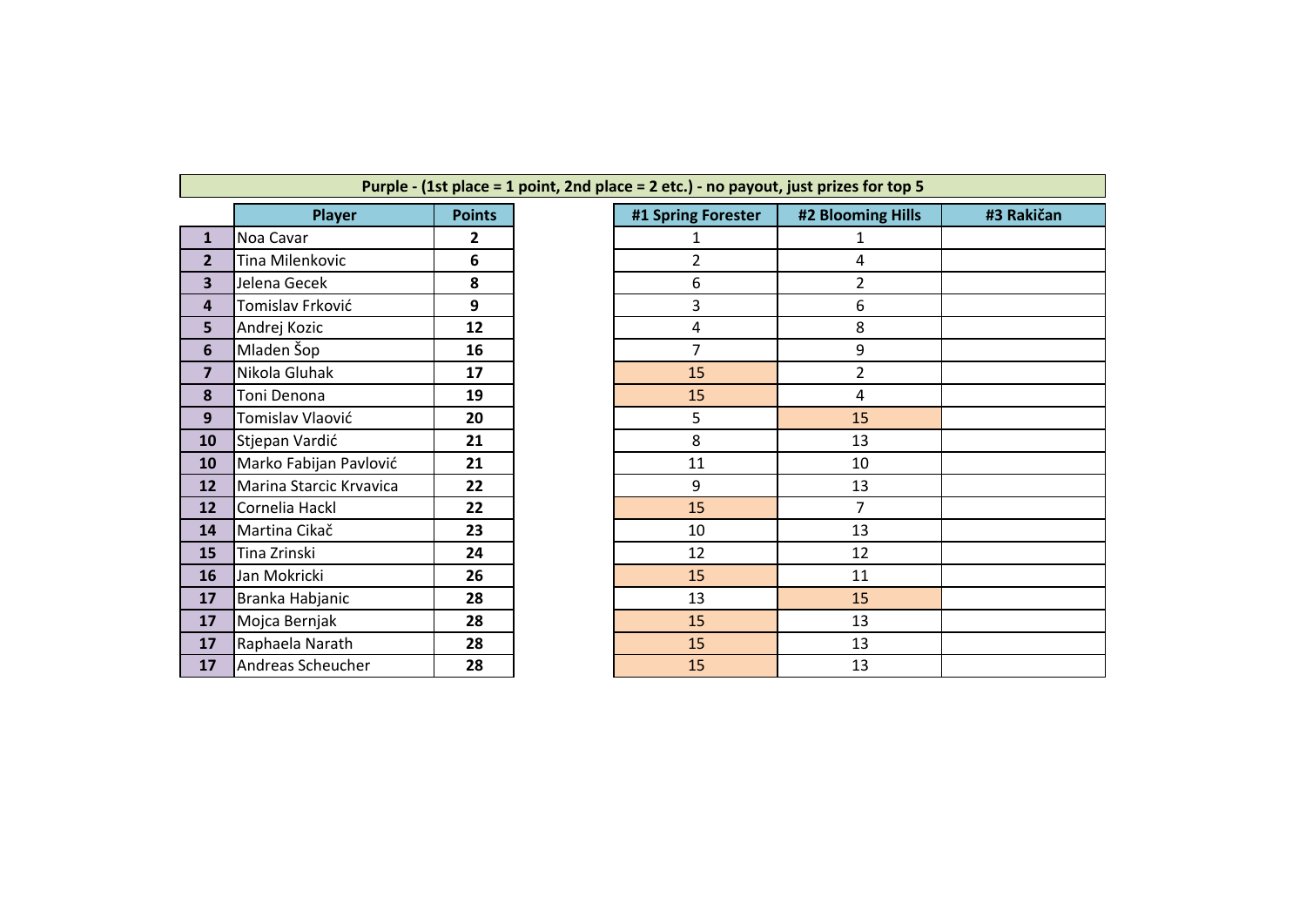**Purple - (1st place = 1 point, 2nd place = 2 etc.) - no payout, just prizes for top 5**

| | Player | Points | #1 Spring Forester | #2 Blooming Hills | #3 Rakičan |
|---|---|---|---|---|---|
| 1 | Noa Cavar | 2 | 1 | 1 | |
| 2 | Tina Milenkovic | 6 | 2 | 4 | |
| 3 | Jelena Gecek | 8 | 6 | 2 | |
| 4 | Tomislav Frković | 9 | 3 | 6 | |
| 5 | Andrej Kozic | 12 | 4 | 8 | |
| 6 | Mladen Šop | 16 | 7 | 9 | |
| 7 | Nikola Gluhak | 17 | 15 | 2 | |
| 8 | Toni Denona | 19 | 15 | 4 | |
| 9 | Tomislav Vlaović | 20 | 5 | 15 | |
| 10 | Stjepan Vardić | 21 | 8 | 13 | |
| 10 | Marko Fabijan Pavlović | 21 | 11 | 10 | |
| 12 | Marina Starcic Krvavica | 22 | 9 | 13 | |
| 12 | Cornelia Hackl | 22 | 15 | 7 | |
| 14 | Martina Cikač | 23 | 10 | 13 | |
| 15 | Tina Zrinski | 24 | 12 | 12 | |
| 16 | Jan Mokricki | 26 | 15 | 11 | |
| 17 | Branka Habjanic | 28 | 13 | 15 | |
| 17 | Mojca Bernjak | 28 | 15 | 13 | |
| 17 | Raphaela Narath | 28 | 15 | 13 | |
| 17 | Andreas Scheucher | 28 | 15 | 13 | |